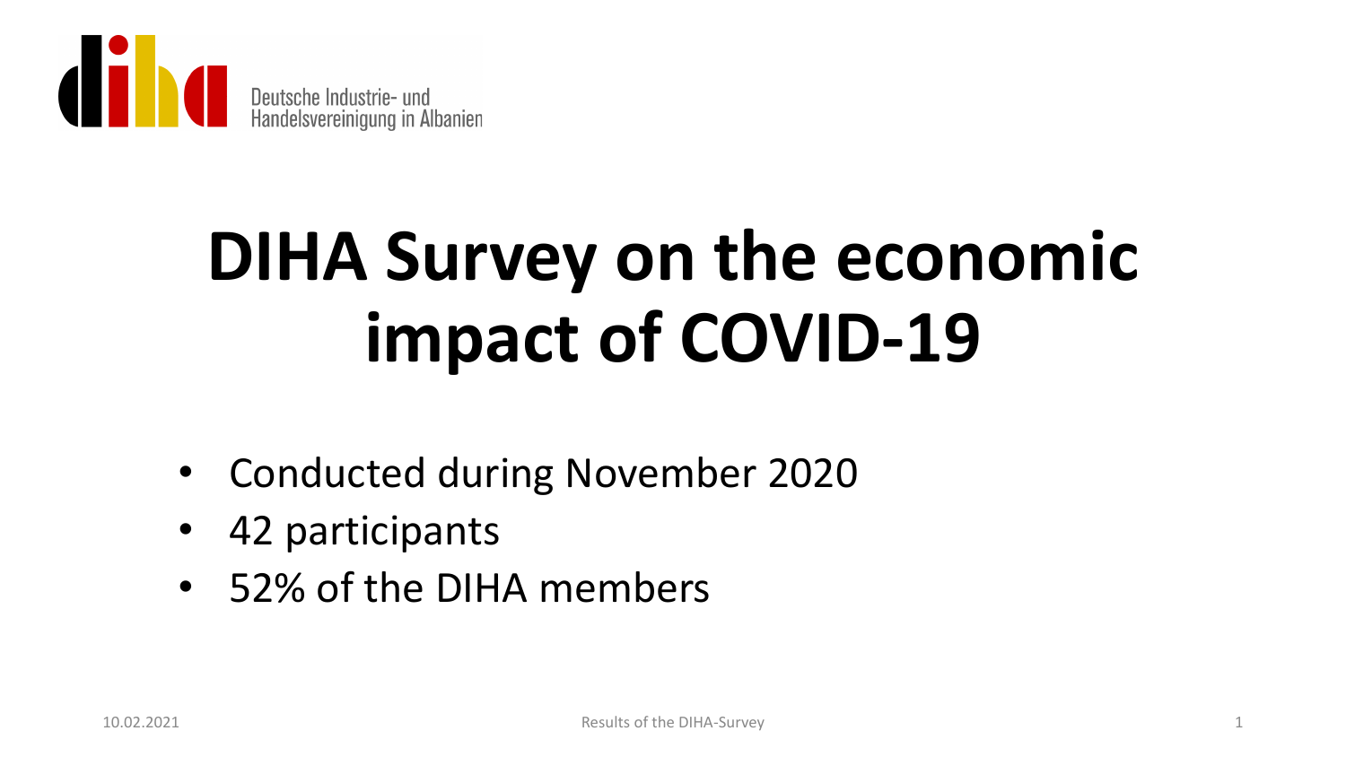Deutsche Industrie- und Handelsvereinigung in Albanien

# DIHA Survey on the economic impact of COVID-19

- Conducted during November 2020
- 42 participants
- 52% of the DIHA members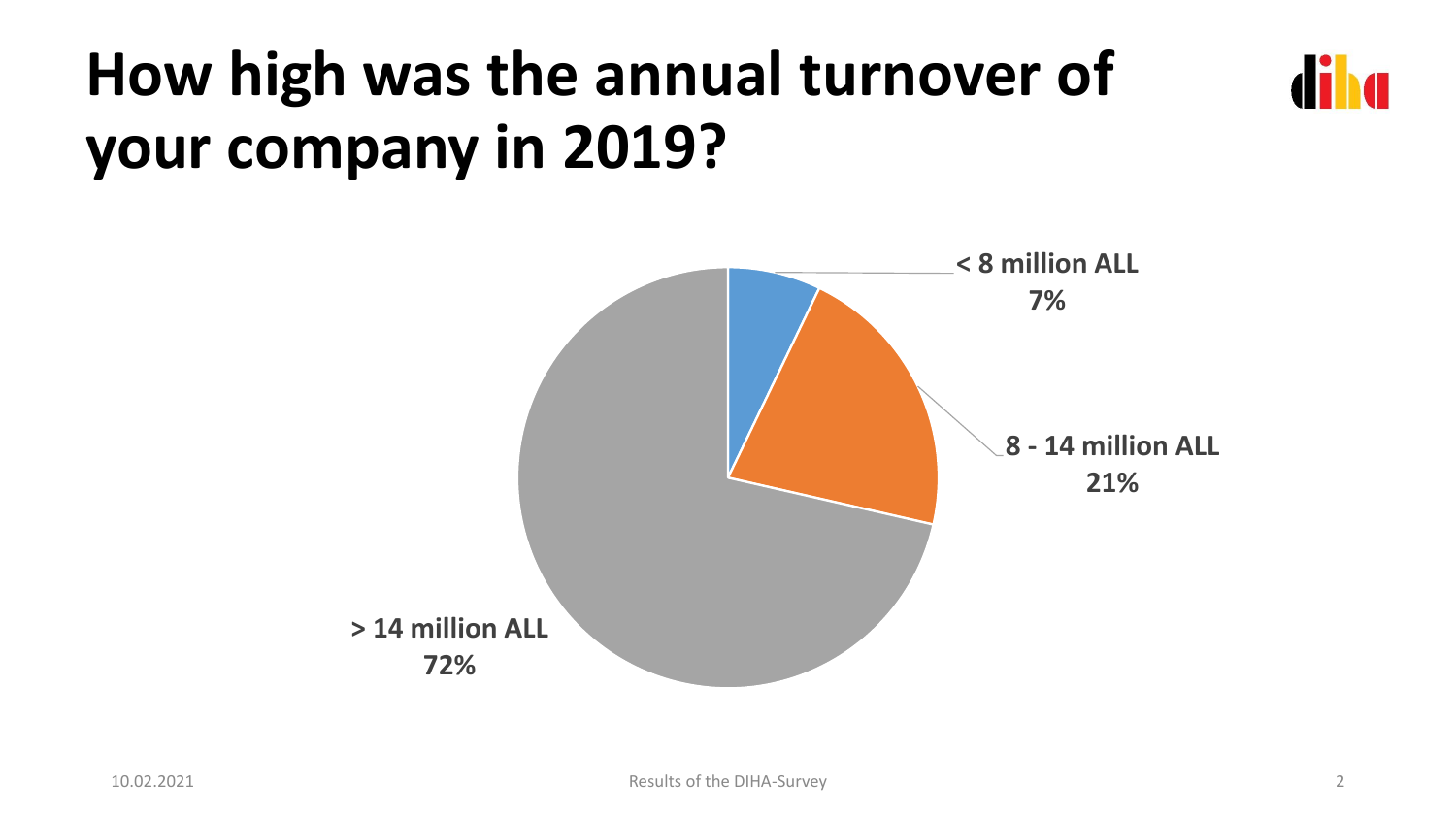# How high was the annual turnover of your company in 2019?

< 8 million ALL
7%

8 - 14 million ALL
21%

> 14 million ALL
72%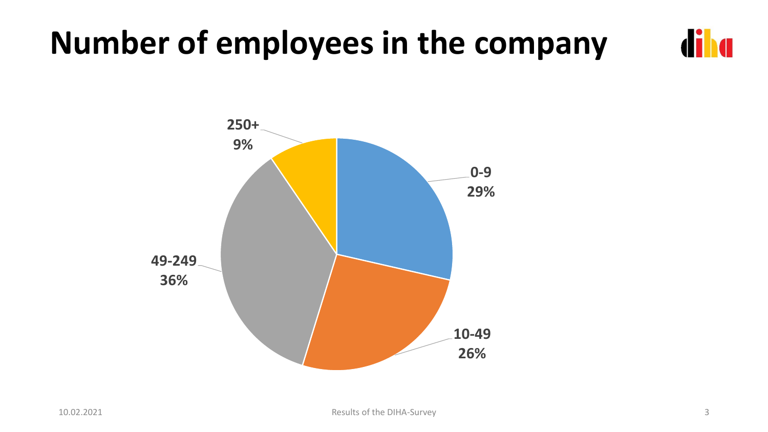# Number of employees in the company

250+
9%

0-9
29%

49-249
36%

10-49
26%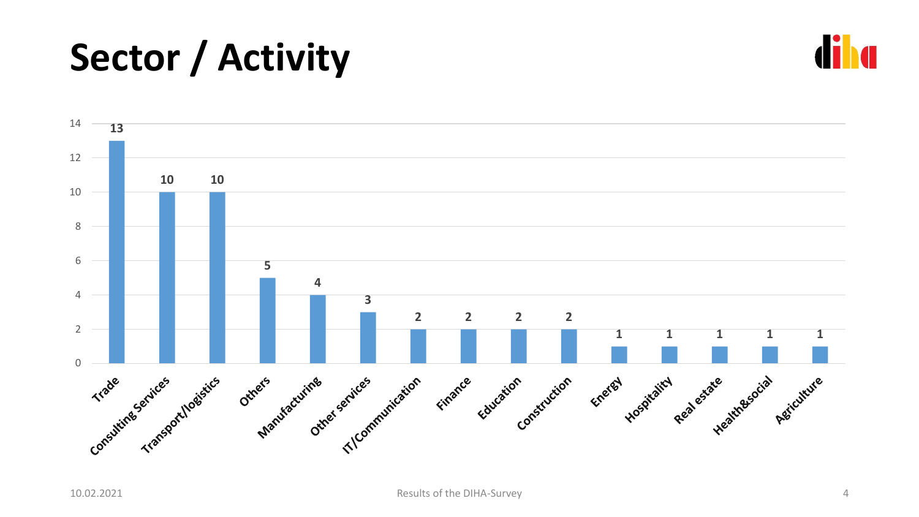# Sector / Activity

| Sector / Activity | Count |
| --- | --- |
| Trade | 13 |
| Consulting Services | 10 |
| Transport/logistics | 10 |
| Others | 5 |
| Manufacturing | 4 |
| Other services | 3 |
| IT/Communication | 2 |
| Finance | 2 |
| Education | 2 |
| Construction | 2 |
| Energy | 1 |
| Hospitality | 1 |
| Real estate | 1 |
| Health&social | 1 |
| Agriculture | 1 |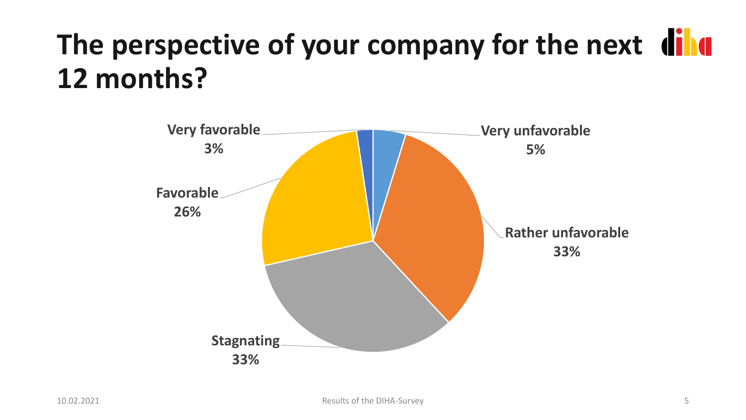# The perspective of your company for the next 12 months?

| Response | Share |
| --- | --- |
| Very unfavorable | 5% |
| Rather unfavorable | 33% |
| Stagnating | 33% |
| Favorable | 26% |
| Very favorable | 3% |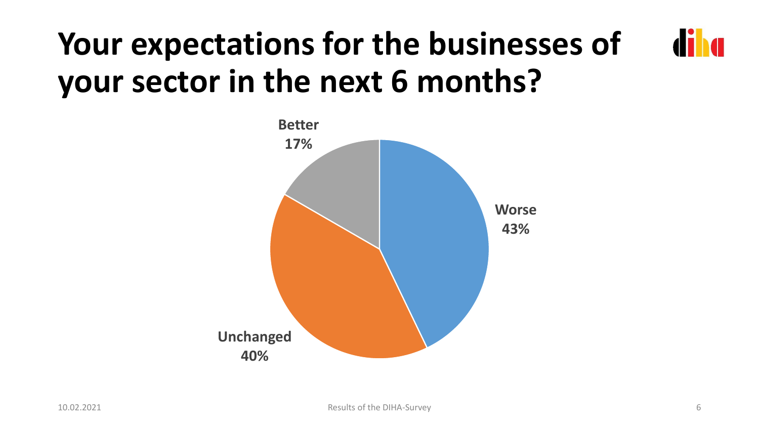# Your expectations for the businesses of your sector in the next 6 months?

Better
17%

Worse
43%

Unchanged
40%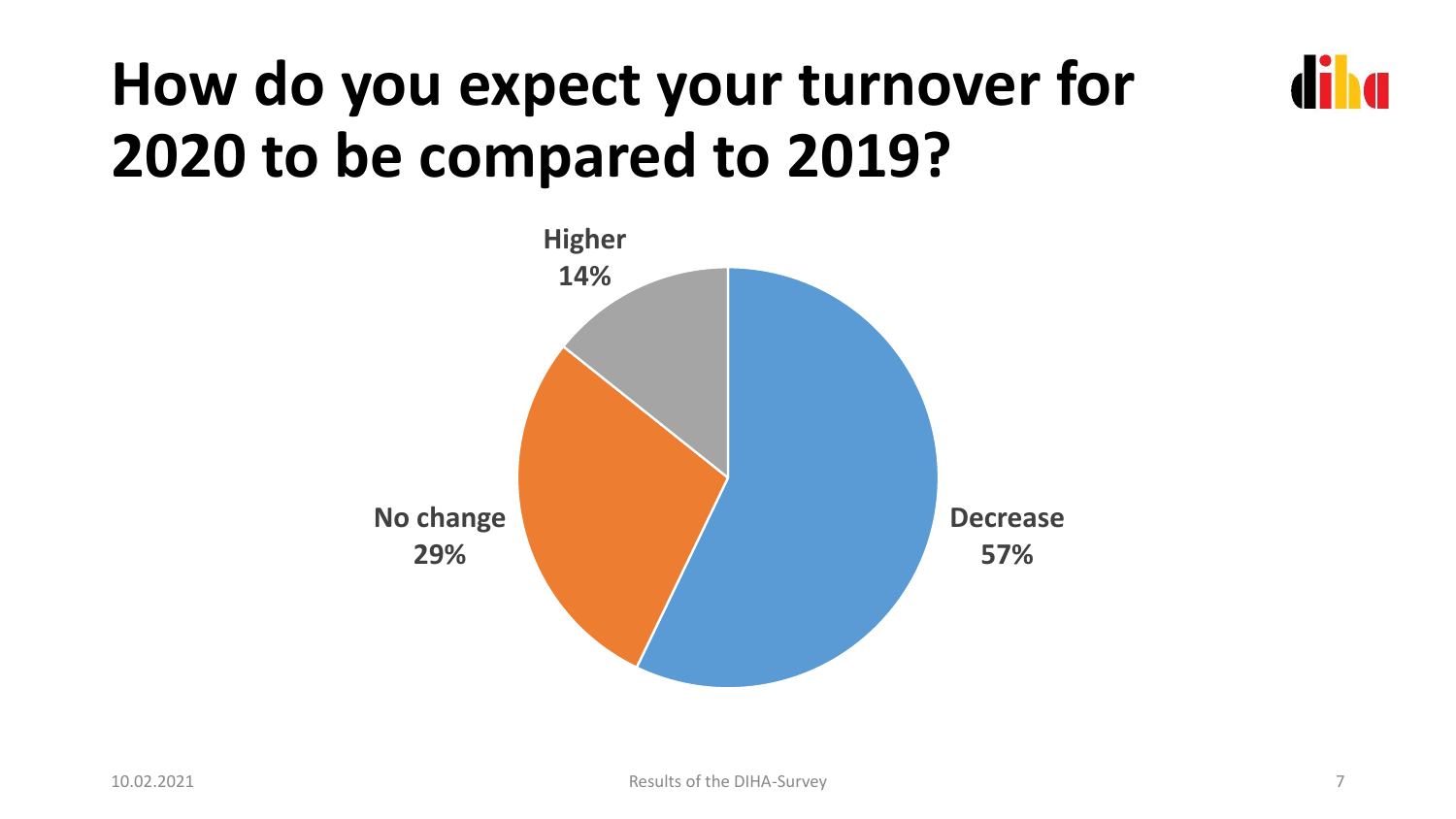# How do you expect your turnover for 2020 to be compared to 2019?

Higher
14%

No change
29%

Decrease
57%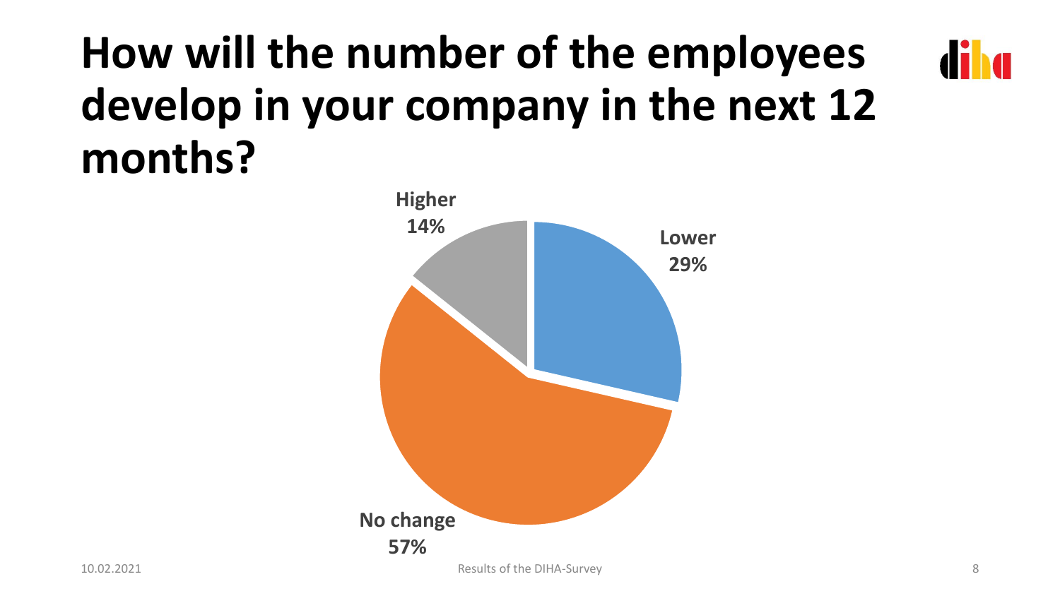# How will the number of the employees develop in your company in the next 12 months?

Higher
14%

Lower
29%

No change
57%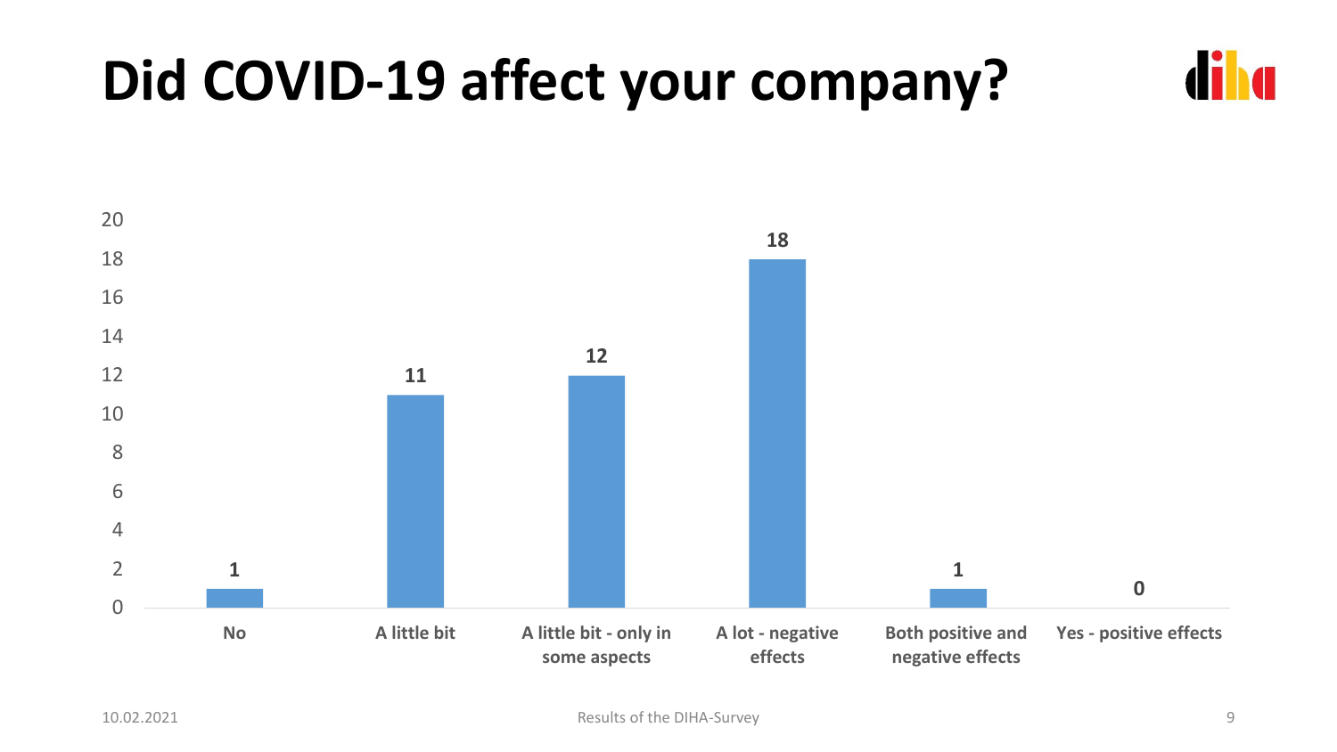# Did COVID-19 affect your company?

| Response | Count |
|---|---|
| No | 1 |
| A little bit | 11 |
| A little bit - only in some aspects | 12 |
| A lot - negative effects | 18 |
| Both positive and negative effects | 1 |
| Yes - positive effects | 0 |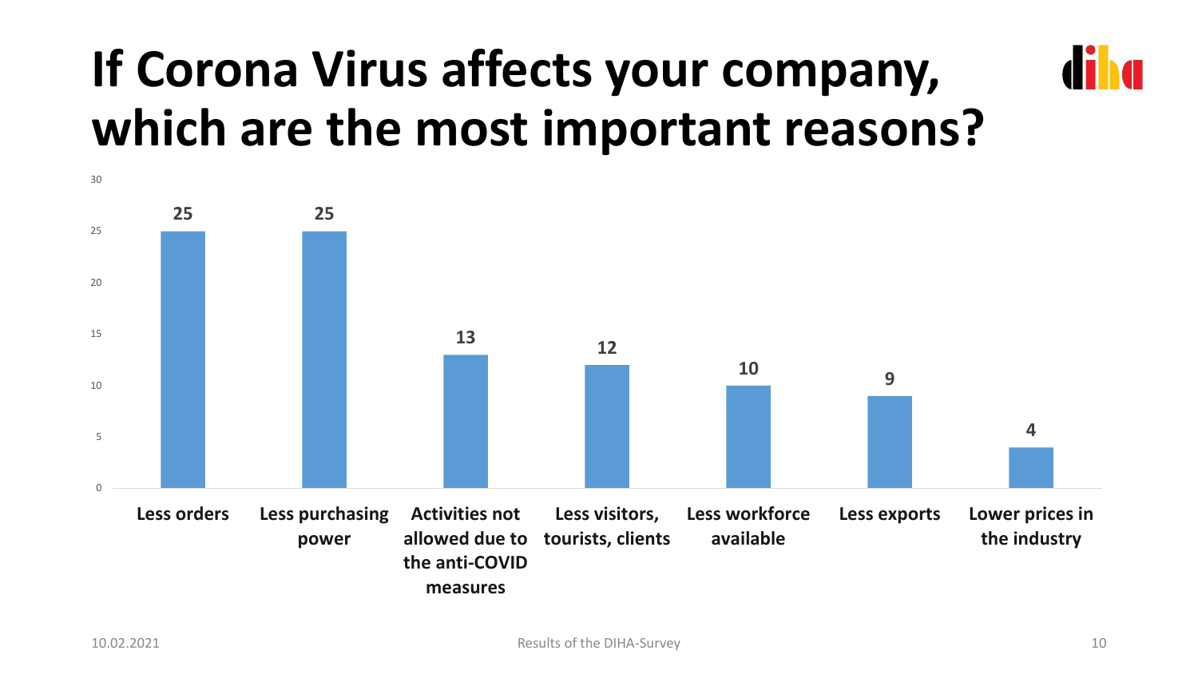# If Corona Virus affects your company, which are the most important reasons?

| Reason | Value |
| --- | --- |
| Less orders | 25 |
| Less purchasing power | 25 |
| Activities not allowed due to the anti-COVID measures | 13 |
| Less visitors, tourists, clients | 12 |
| Less workforce available | 10 |
| Less exports | 9 |
| Lower prices in the industry | 4 |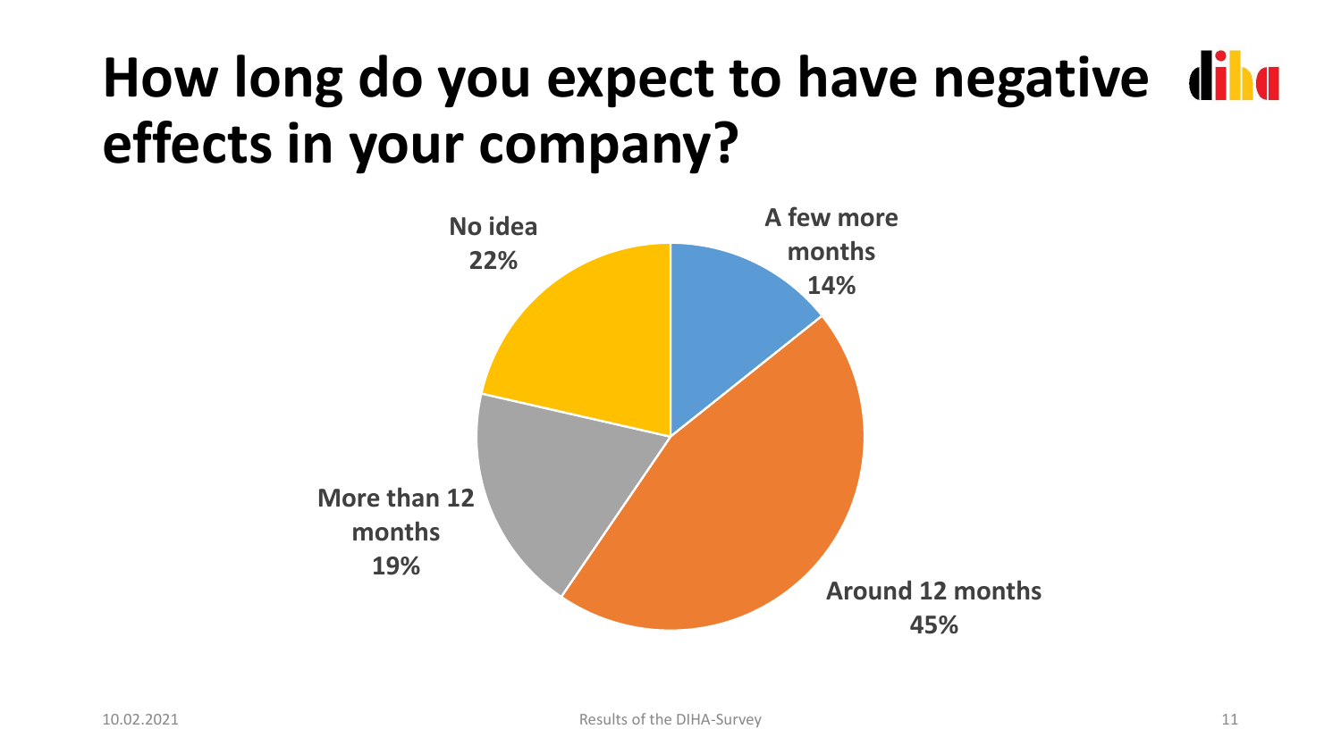# How long do you expect to have negative effects in your company?

- A few more months: 14%
- Around 12 months: 45%
- More than 12 months: 19%
- No idea: 22%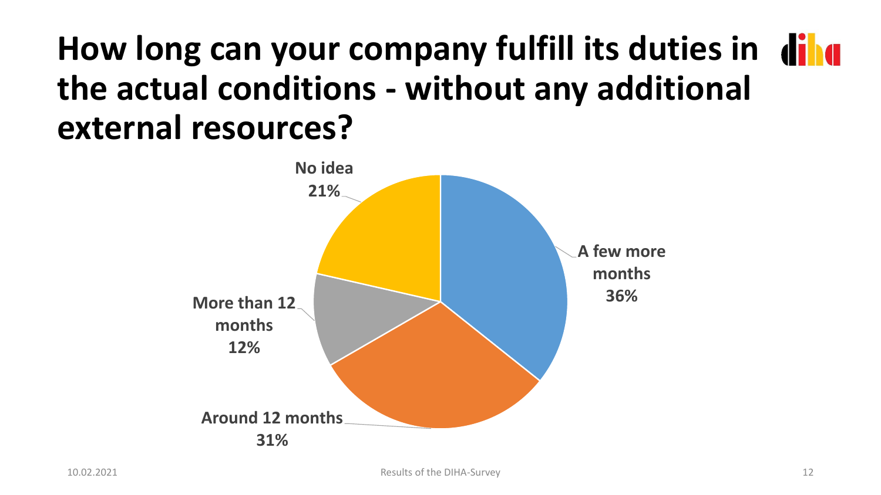# How long can your company fulfill its duties in the actual conditions - without any additional external resources?

| Response | Share |
| --- | --- |
| A few more months | 36% |
| Around 12 months | 31% |
| More than 12 months | 12% |
| No idea | 21% |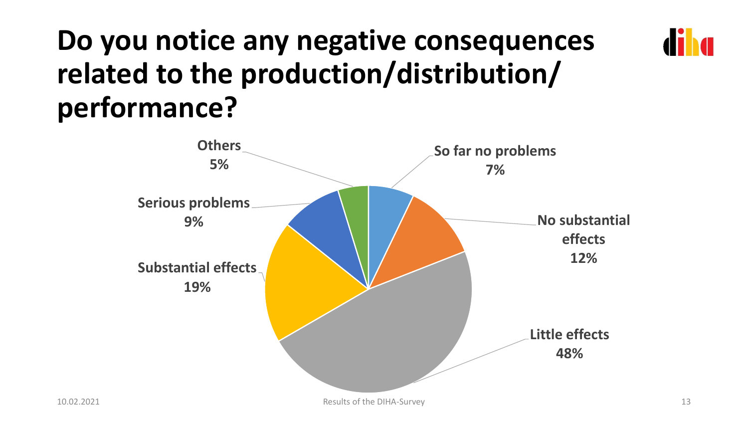# Do you notice any negative consequences related to the production/distribution/ performance?

| Response | Percentage |
| --- | --- |
| So far no problems | 7% |
| No substantial effects | 12% |
| Little effects | 48% |
| Substantial effects | 19% |
| Serious problems | 9% |
| Others | 5% |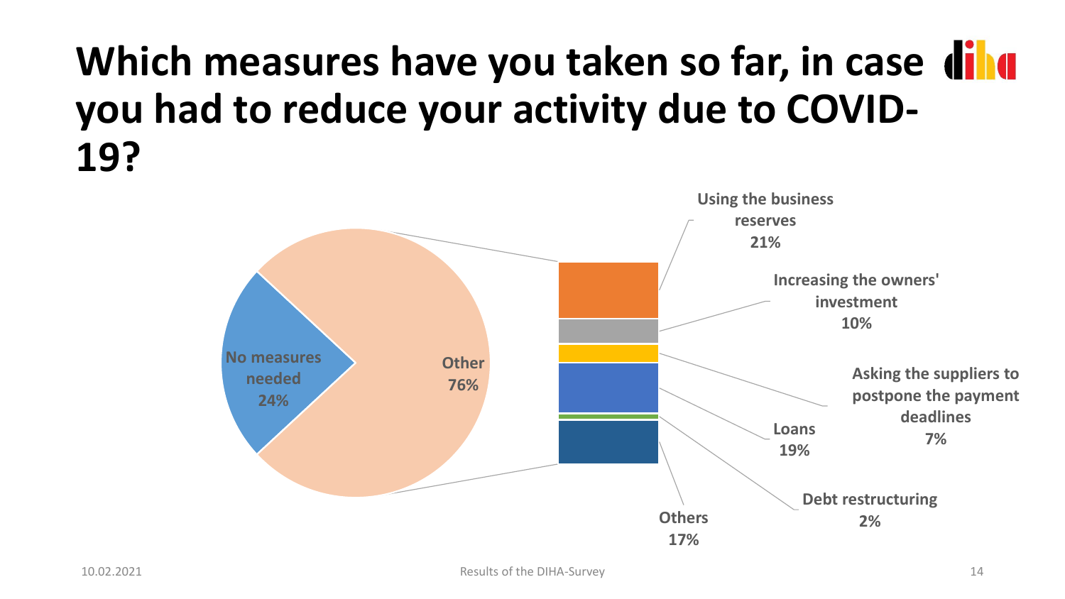# Which measures have you taken so far, in case you had to reduce your activity due to COVID-19?

No measures needed 24%

Other 76%

Using the business reserves 21%

Increasing the owners' investment 10%

Asking the suppliers to postpone the payment deadlines 7%

Loans 19%

Debt restructuring 2%

Others 17%

10.02.2021

Results of the DIHA-Survey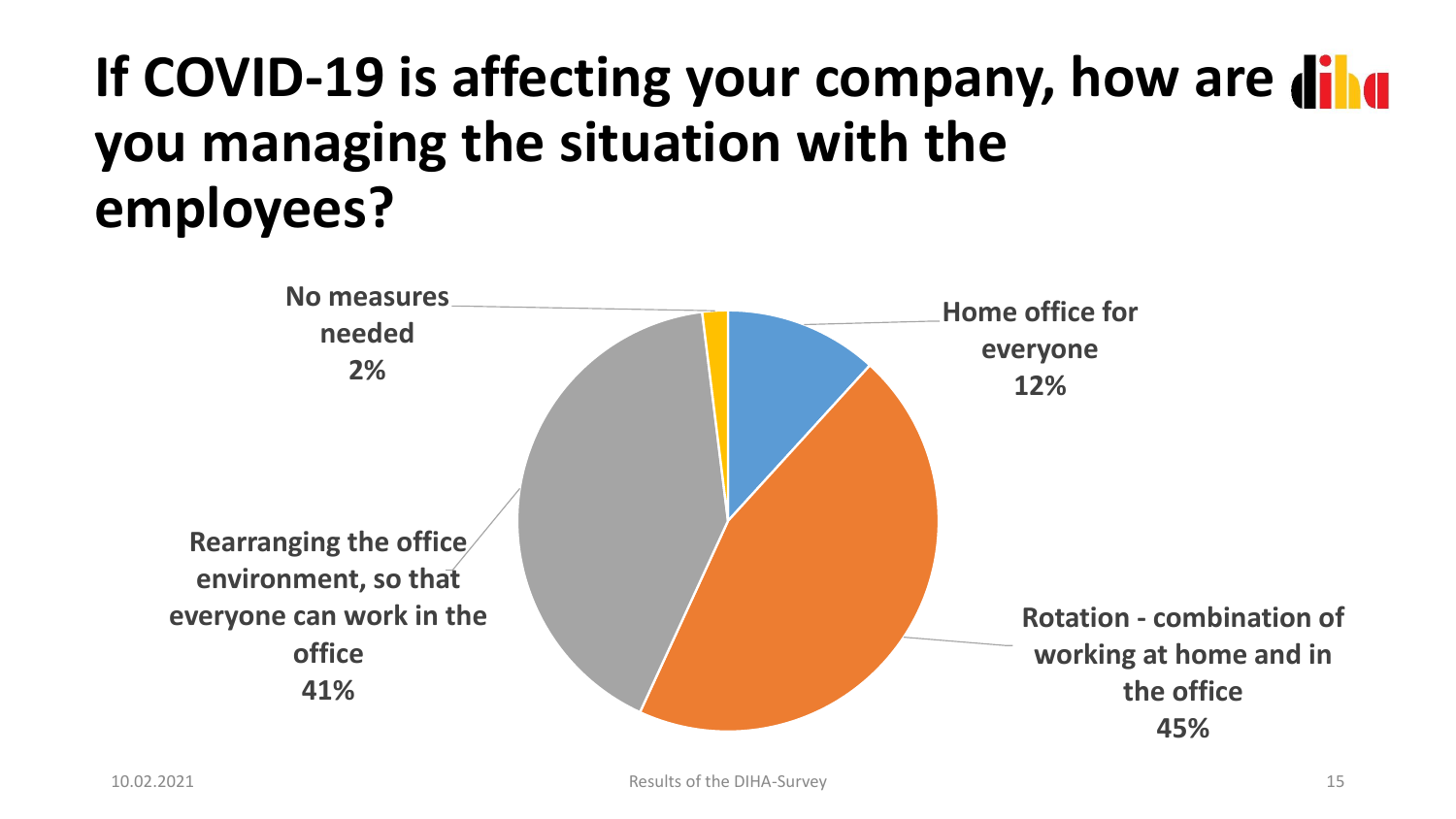# If COVID-19 is affecting your company, how are you managing the situation with the employees?

- Home office for everyone: 12%
- Rotation - combination of working at home and in the office: 45%
- Rearranging the office environment, so that everyone can work in the office: 41%
- No measures needed: 2%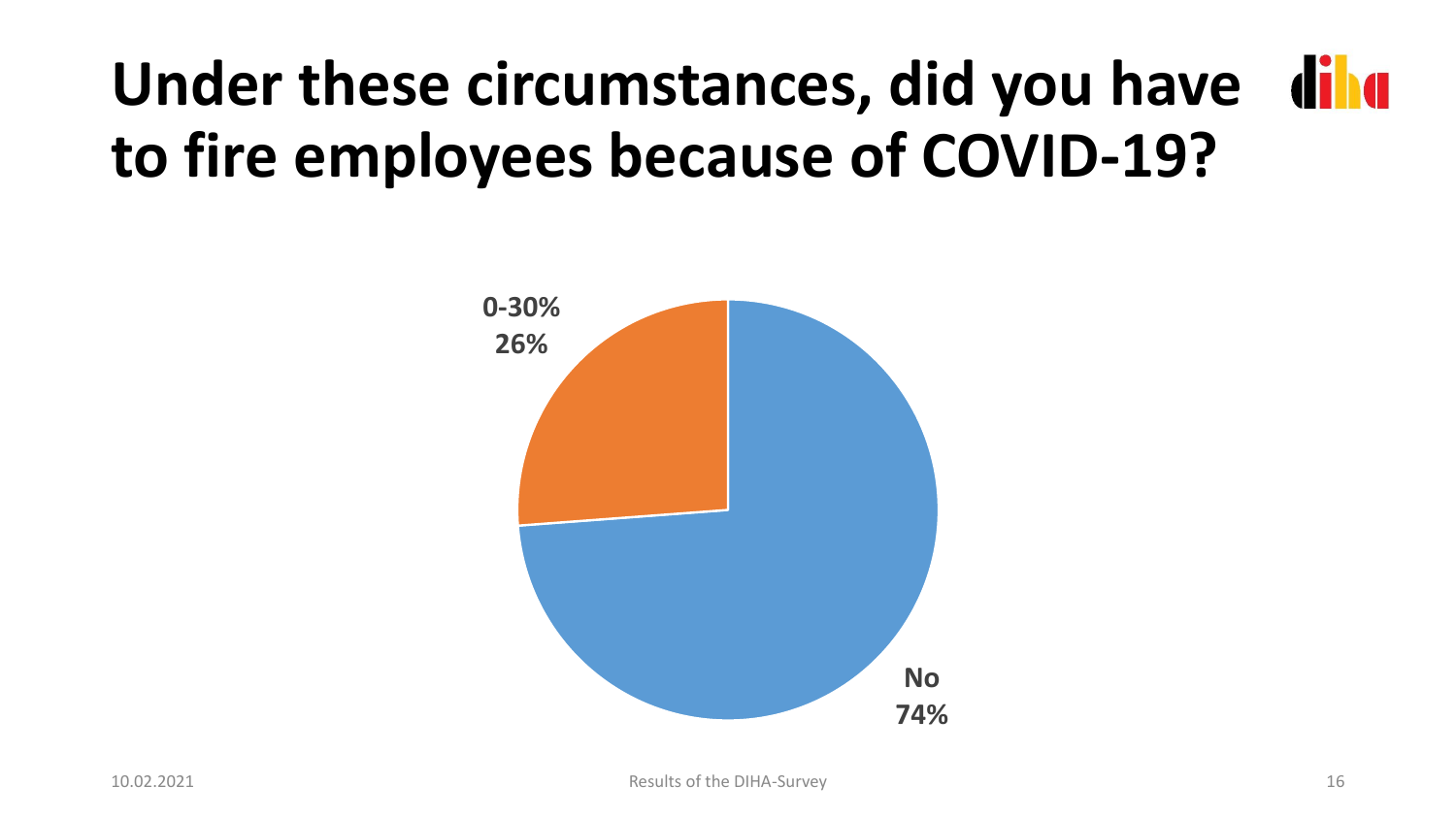# Under these circumstances, did you have to fire employees because of COVID-19?

0-30%
26%

No
74%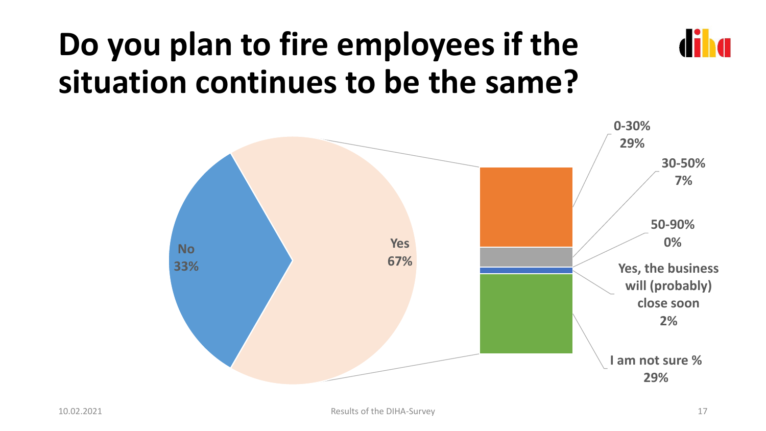# Do you plan to fire employees if the situation continues to be the same?

No
33%

Yes
67%

0-30%
29%

30-50%
7%

50-90%
0%

Yes, the business will (probably) close soon
2%

I am not sure %
29%

10.02.2021

Results of the DIHA-Survey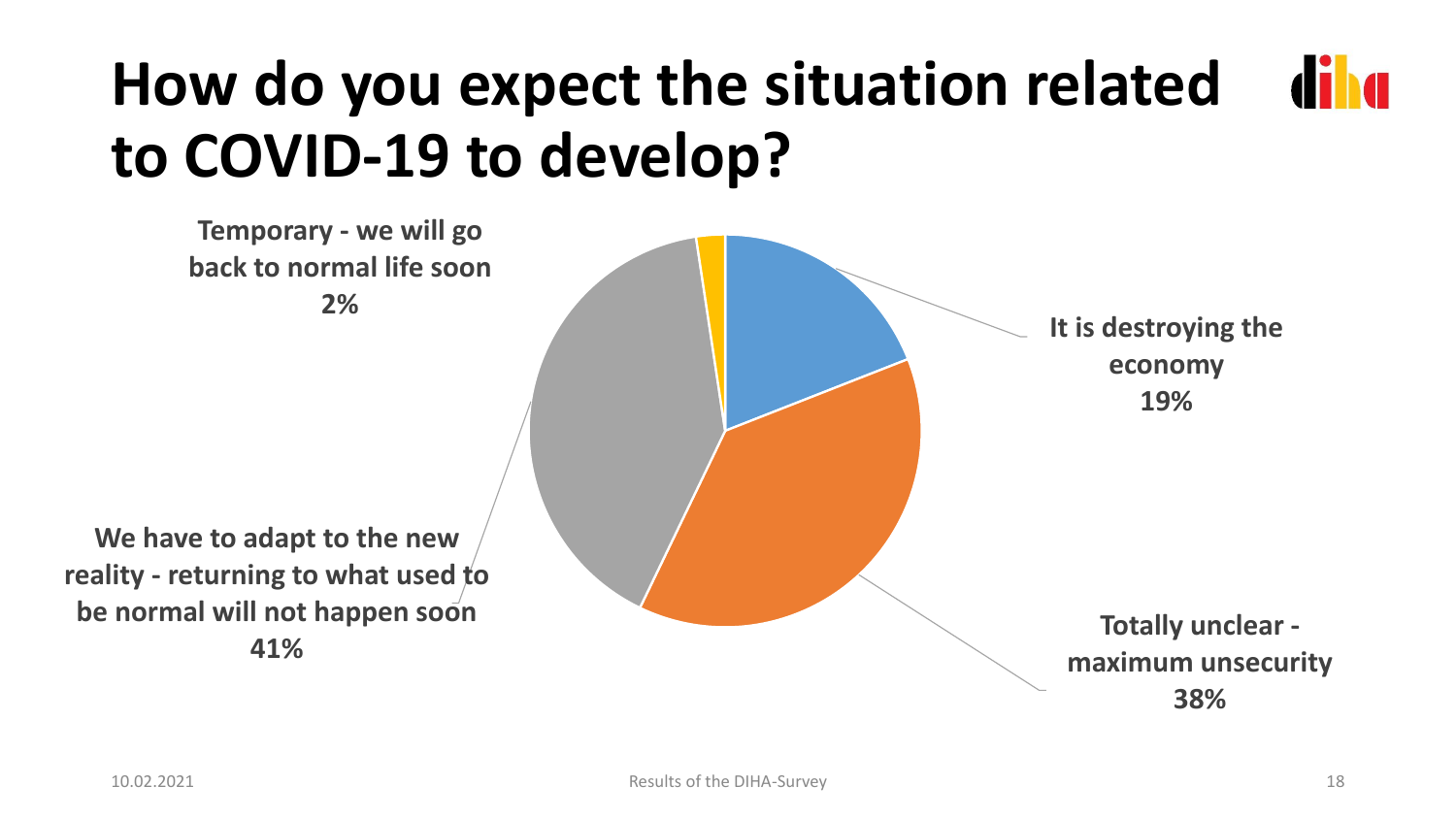# How do you expect the situation related to COVID-19 to develop?

**It is destroying the economy**
**19%**

**Totally unclear - maximum unsecurity**
**38%**

**We have to adapt to the new reality - returning to what used to be normal will not happen soon**
**41%**

**Temporary - we will go back to normal life soon**
**2%**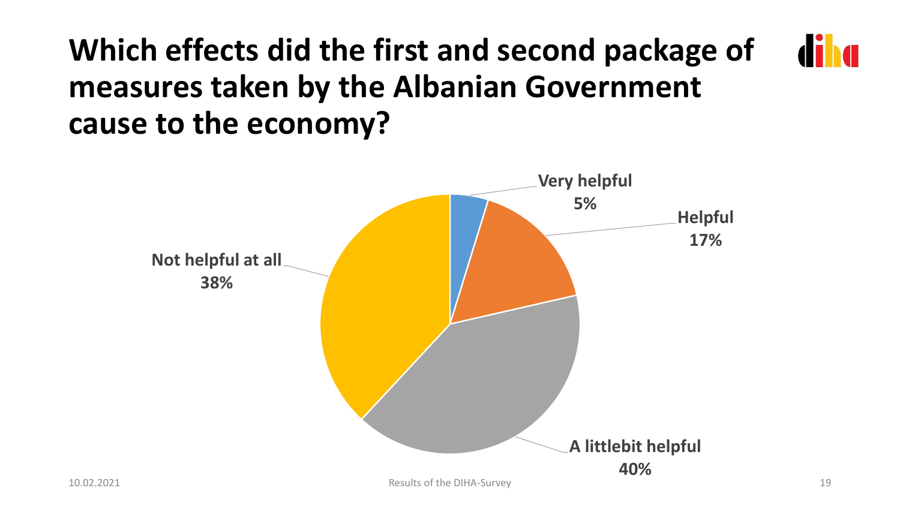# Which effects did the first and second package of measures taken by the Albanian Government cause to the economy?

Very helpful
5%

Helpful
17%

A littlebit helpful
40%

Not helpful at all
38%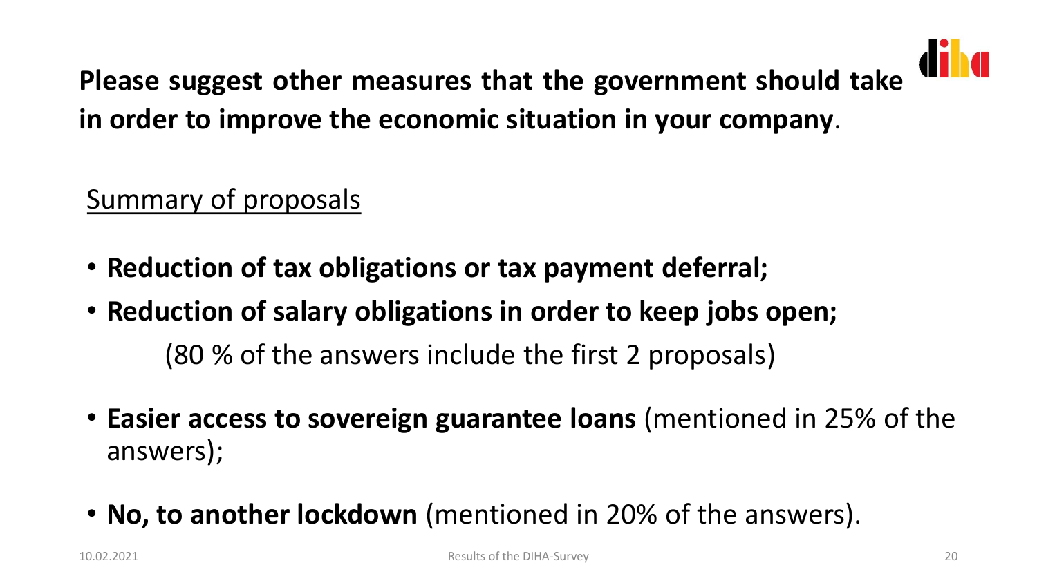## Please suggest other measures that the government should take in order to improve the economic situation in your company.

Summary of proposals

- **Reduction of tax obligations or tax payment deferral;**
- **Reduction of salary obligations in order to keep jobs open;**

  (80 % of the answers include the first 2 proposals)

- **Easier access to sovereign guarantee loans** (mentioned in 25% of the answers);
- **No, to another lockdown** (mentioned in 20% of the answers).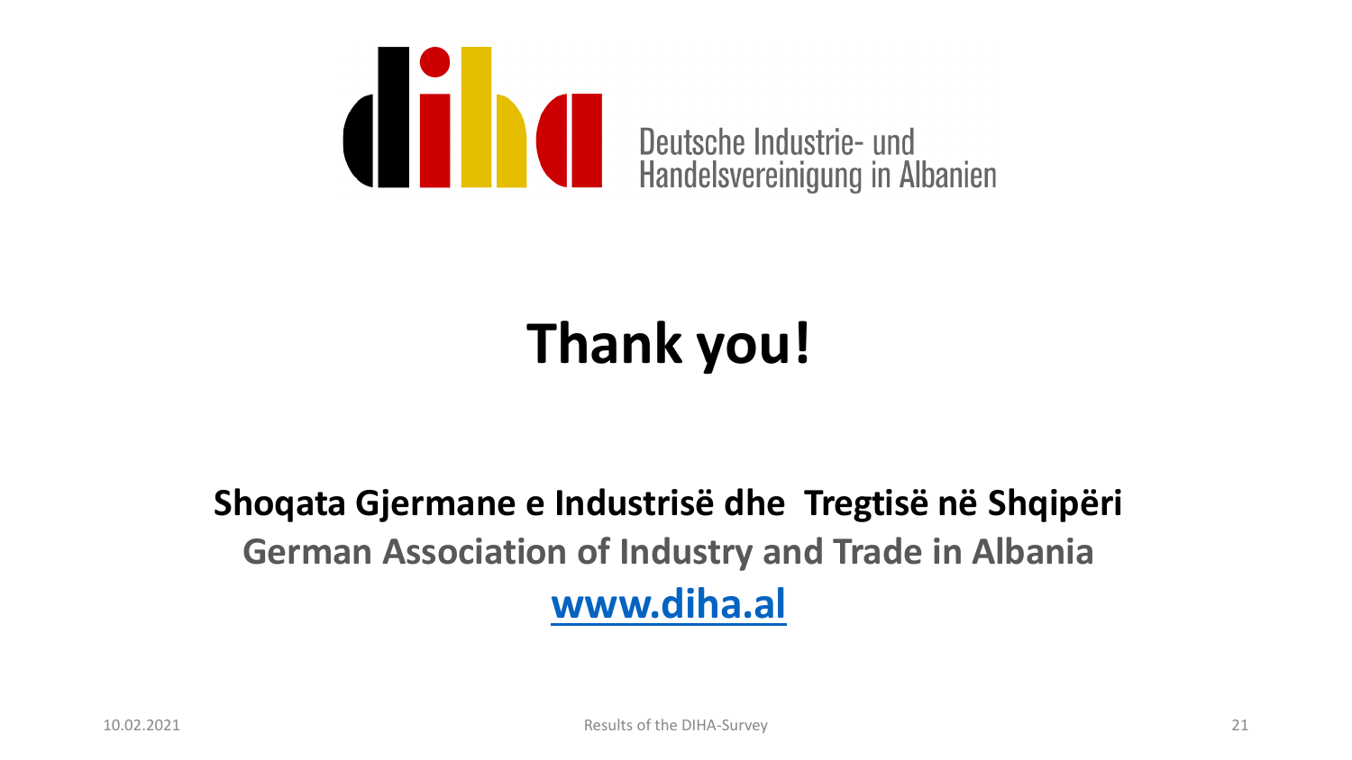Deutsche Industrie- und Handelsvereinigung in Albanien

# Thank you!

**Shoqata Gjermane e Industrisë dhe Tregtisë në Shqipëri**

**German Association of Industry and Trade in Albania**

**www.diha.al**